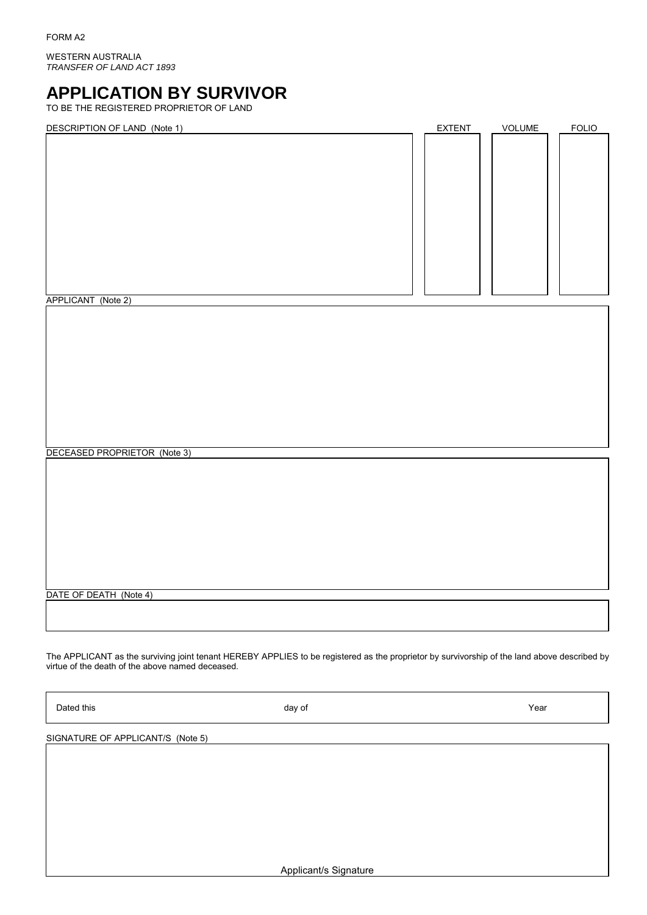FORM A2

WESTERN AUSTRALIA
*TRANSFER OF LAND ACT 1893*

# APPLICATION BY SURVIVOR

TO BE THE REGISTERED PROPRIETOR OF LAND

| DESCRIPTION OF LAND (Note 1) | EXTENT | VOLUME | FOLIO |
|---|---|---|---|
| | | | |

APPLICANT (Note 2)

DECEASED PROPRIETOR (Note 3)

DATE OF DEATH (Note 4)

The APPLICANT as the surviving joint tenant HEREBY APPLIES to be registered as the proprietor by survivorship of the land above described by virtue of the death of the above named deceased.

| Dated this | day of | Year |
|---|---|---|

SIGNATURE OF APPLICANT/S (Note 5)

Applicant/s Signature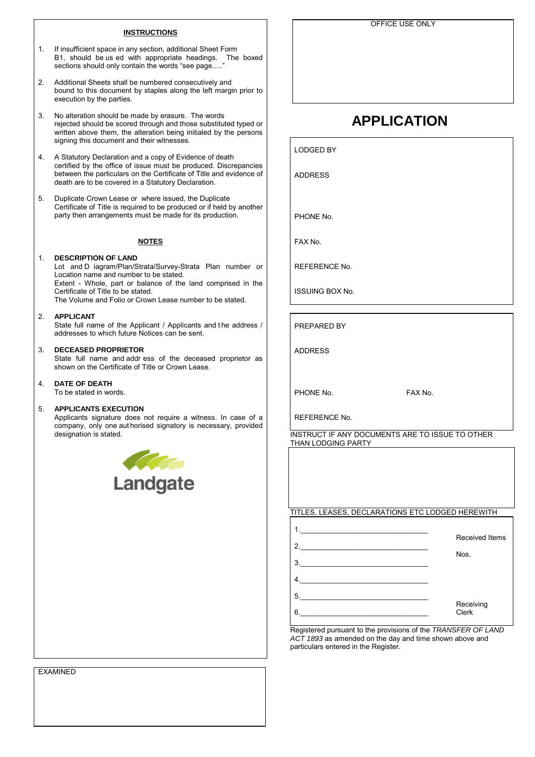## INSTRUCTIONS

1. If insufficient space in any section, additional Sheet Form B1, should be used with appropriate headings. The boxed sections should only contain the words "see page....."
2. Additional Sheets shall be numbered consecutively and bound to this document by staples along the left margin prior to execution by the parties.
3. No alteration should be made by erasure. The words rejected should be scored through and those substituted typed or written above them, the alteration being initialed by the persons signing this document and their witnesses.
4. A Statutory Declaration and a copy of Evidence of death certified by the office of issue must be produced. Discrepancies between the particulars on the Certificate of Title and evidence of death are to be covered in a Statutory Declaration.
5. Duplicate Crown Lease or where issued, the Duplicate Certificate of Title is required to be produced or if held by another party then arrangements must be made for its production.

## NOTES

1. **DESCRIPTION OF LAND**
   Lot and Diagram/Plan/Strata/Survey-Strata Plan number or Location name and number to be stated.
   Extent - Whole, part or balance of the land comprised in the Certificate of Title to be stated.
   The Volume and Folio or Crown Lease number to be stated.
2. **APPLICANT**
   State full name of the Applicant / Applicants and the address / addresses to which future Notices can be sent.
3. **DECEASED PROPRIETOR**
   State full name and address of the deceased proprietor as shown on the Certificate of Title or Crown Lease.
4. **DATE OF DEATH**
   To be stated in words.
5. **APPLICANTS EXECUTION**
   Applicants signature does not require a witness. In case of a company, only one authorised signatory is necessary, provided designation is stated.

Landgate

EXAMINED

OFFICE USE ONLY

# APPLICATION

LODGED BY

ADDRESS

PHONE No.

FAX No.

REFERENCE No.

ISSUING BOX No.

PREPARED BY

ADDRESS

PHONE No. FAX No.

REFERENCE No.

INSTRUCT IF ANY DOCUMENTS ARE TO ISSUE TO OTHER THAN LODGING PARTY

TITLES, LEASES, DECLARATIONS ETC LODGED HEREWITH

1. ________________________________
2. ________________________________
3. ________________________________
4. ________________________________
5. ________________________________
6. ________________________________

Received Items

Nos.

Receiving Clerk

Registered pursuant to the provisions of the *TRANSFER OF LAND ACT 1893* as amended on the day and time shown above and particulars entered in the Register.